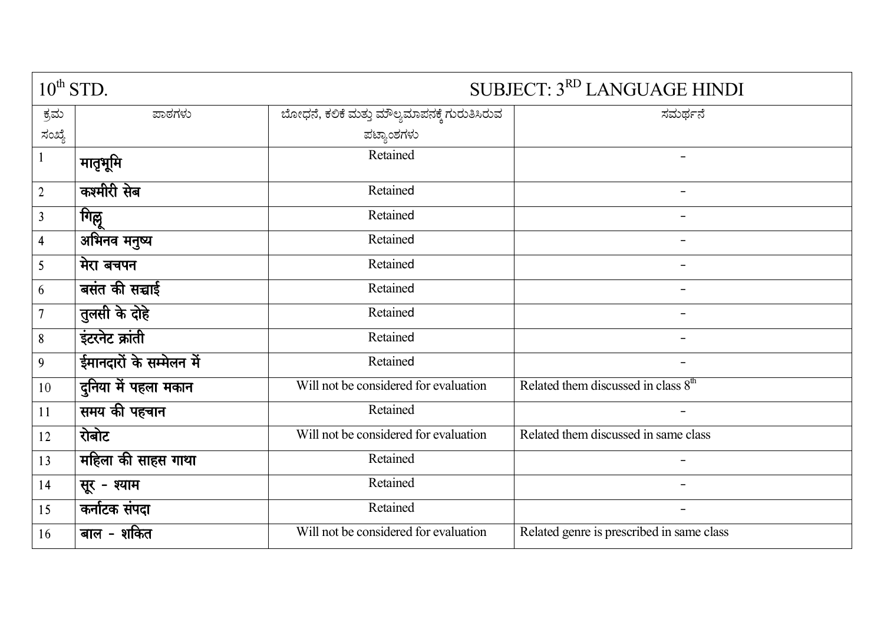| $10^{th}$ STD. | | SUBJECT: $3^{RD}$ LANGUAGE HINDI | |
|---|---|---|---|
| ಕ್ರಮ ಸಂಖ್ಯೆ | ಪಾಠಗಳು | ಬೋಧನೆ, ಕಲಿಕೆ ಮತ್ತು ಮೌಲ್ಯಮಾಪನಕ್ಕೆ ಗುರುತಿಸಿರುವ ಪಠ್ಯಾಂಶಗಳು | ಸಮರ್ಥನೆ |
| 1 | मातृभूमि | Retained | - |
| 2 | कश्मीरी सेब | Retained | - |
| 3 | गिल्लू | Retained | - |
| 4 | अभिनव मनुष्य | Retained | - |
| 5 | मेरा बचपन | Retained | - |
| 6 | बसंत की सच्चाई | Retained | - |
| 7 | तुलसी के दोहे | Retained | - |
| 8 | इंटरनेट क्रांती | Retained | - |
| 9 | ईमानदारों के सम्मेलन में | Retained | - |
| 10 | दुनिया में पहला मकान | Will not be considered for evaluation | Related them discussed in class $8^{th}$ |
| 11 | समय की पहचान | Retained | - |
| 12 | रोबोट | Will not be considered for evaluation | Related them discussed in same class |
| 13 | महिला की साहस गाथा | Retained | - |
| 14 | सूर - श्याम | Retained | - |
| 15 | कर्नाटक संपदा | Retained | - |
| 16 | बाल - शकित | Will not be considered for evaluation | Related genre is prescribed in same class |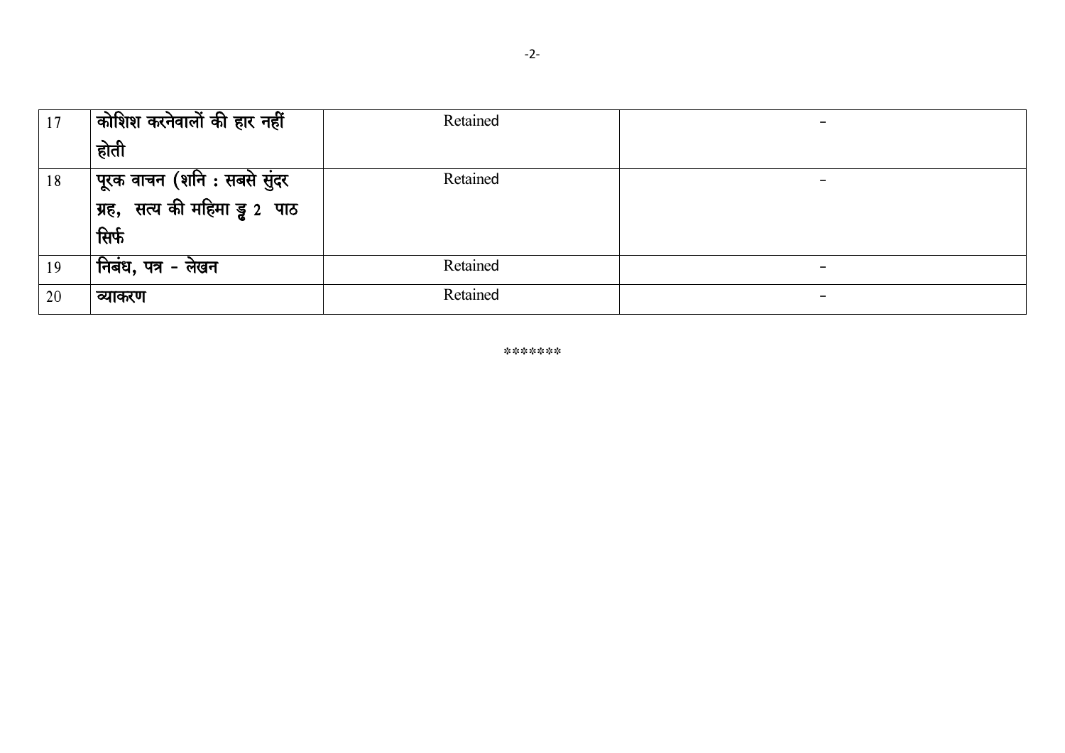| 17 | कोशिश करनेवालों की हार नहीं होती | Retained | - |
|---|---|---|---|
| 18 | पूरक वाचन (शनि : सबसे सुंदर ग्रह, सत्य की महिमा ड्ड 2 पाठ सिर्फ | Retained | - |
| 19 | निबंध, पत्र - लेखन | Retained | - |
| 20 | व्याकरण | Retained | - |

******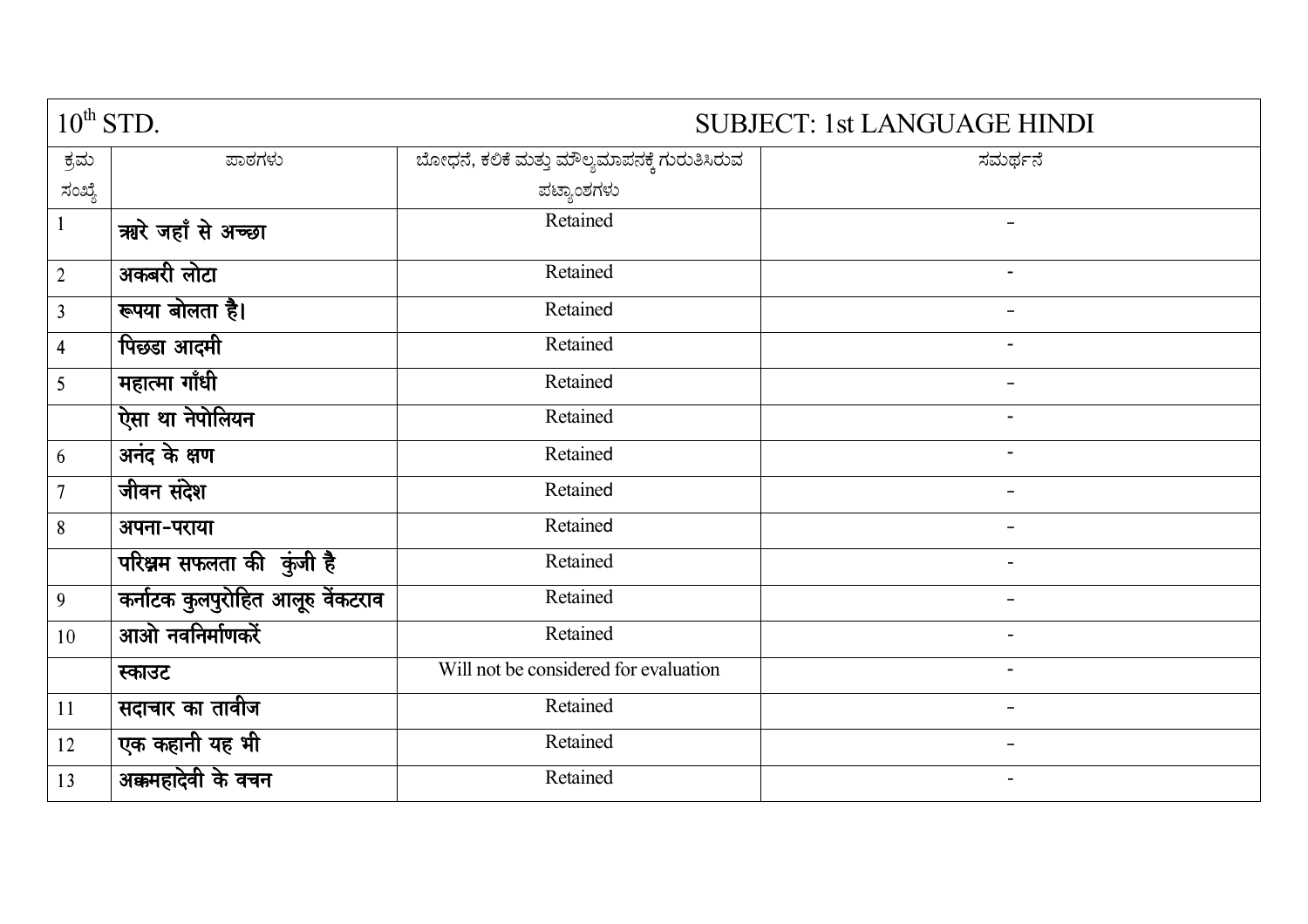| 10th STD. | | SUBJECT: 1st LANGUAGE HINDI | |
|---|---|---|---|
| ಕ್ರಮ ಸಂಖ್ಯೆ | ಪಾಠಗಳು | ಬೋಧನೆ, ಕಲಿಕೆ ಮತ್ತು ಮೌಲ್ಯಮಾಪನಕ್ಕೆ ಗುರುತಿಸಿರುವ ಪಠ್ಯಾಂಶಗಳು | ಸಮರ್ಥನೆ |
| 1 | **सारे जहाँ से अच्छा** | Retained | - |
| 2 | **अकबरी लोटा** | Retained | - |
| 3 | **रूपया बोलता है।** | Retained | - |
| 4 | **पिछडा आदमी** | Retained | - |
| 5 | **महात्मा गाँधी** | Retained | - |
| | **ऐसा था नेपोलियन** | Retained | - |
| 6 | **अनंद के क्षण** | Retained | - |
| 7 | **जीवन संदेश** | Retained | - |
| 8 | **अपना-पराया** | Retained | - |
| | **परिश्रम सफलता की कुंजी है** | Retained | - |
| 9 | **कर्नाटक कुलपुरोहित आलूरु वेंकटराव** | Retained | - |
| 10 | **आओ नवनिर्माणकरें** | Retained | - |
| | **स्काउट** | Will not be considered for evaluation | - |
| 11 | **सदाचार का तावीज** | Retained | - |
| 12 | **एक कहानी यह भी** | Retained | - |
| 13 | **अक्कमहादेवी के वचन** | Retained | - |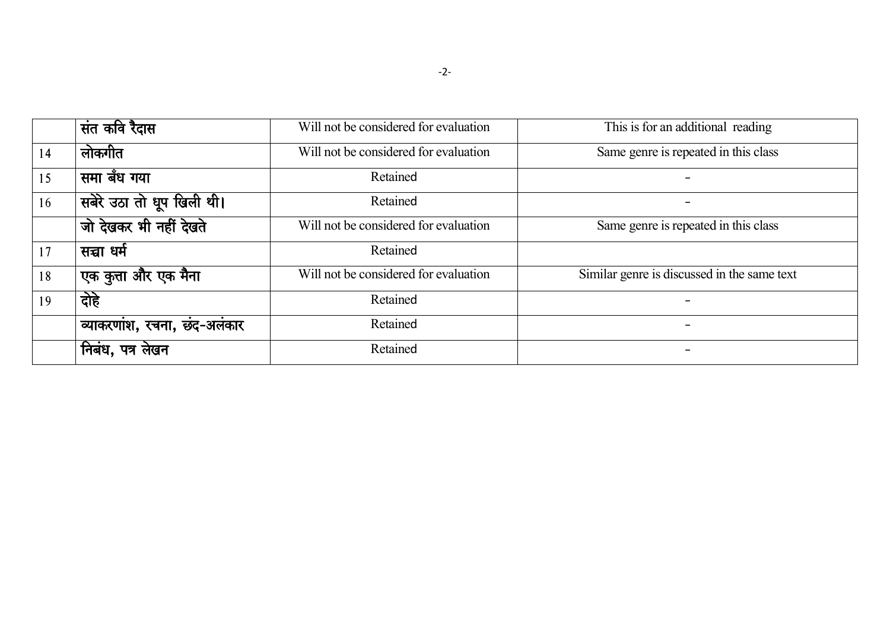| | | | |
|---|---|---|---|
| | संत कवि रैदास | Will not be considered for evaluation | This is for an additional reading |
| 14 | लोकगीत | Will not be considered for evaluation | Same genre is repeated in this class |
| 15 | समा बँध गया | Retained | - |
| 16 | सबेरे उठा तो धूप खिली थी। | Retained | - |
| | जो देखकर भी नहीं देखते | Will not be considered for evaluation | Same genre is repeated in this class |
| 17 | सच्चा धर्म | Retained | |
| 18 | एक कुत्ता और एक मैना | Will not be considered for evaluation | Similar genre is discussed in the same text |
| 19 | दोहे | Retained | - |
| | व्याकरणांश, रचना, छंद-अलंकार | Retained | - |
| | निबंध, पत्र लेखन | Retained | - |